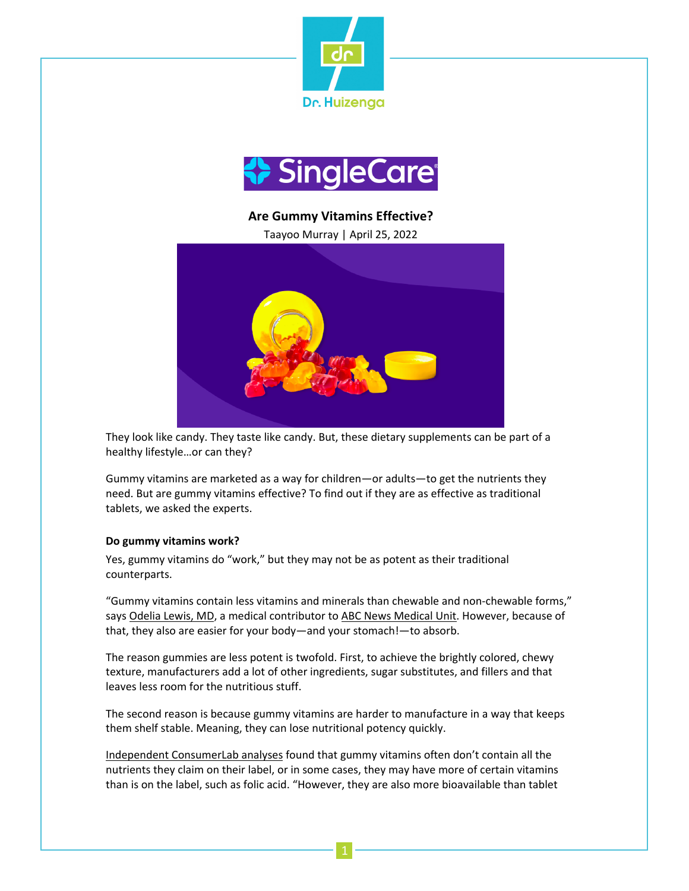# Are Gummy Vitamins Effective?

Taayoo Murray | April 25, 2022

They look like candy. They taste like candy. But, these dietary supplements can be part of a healthy lifestyle…or can they?

Gummy vitamins are marketed as a way for children—or adults—to get the nutrients they need. But are gummy vitamins effective? To find out if they are as effective as traditional tablets, we asked the experts.

**Do gummy vitamins work?**

Yes, gummy vitamins do "work," but they may not be as potent as their traditional counterparts.

"Gummy vitamins contain less vitamins and minerals than chewable and non-chewable forms," says Odelia Lewis, MD, a medical contributor to ABC News Medical Unit. However, because of that, they also are easier for your body—and your stomach!—to absorb.

The reason gummies are less potent is twofold. First, to achieve the brightly colored, chewy texture, manufacturers add a lot of other ingredients, sugar substitutes, and fillers and that leaves less room for the nutritious stuff.

The second reason is because gummy vitamins are harder to manufacture in a way that keeps them shelf stable. Meaning, they can lose nutritional potency quickly.

Independent ConsumerLab analyses found that gummy vitamins often don't contain all the nutrients they claim on their label, or in some cases, they may have more of certain vitamins than is on the label, such as folic acid. "However, they are also more bioavailable than tablet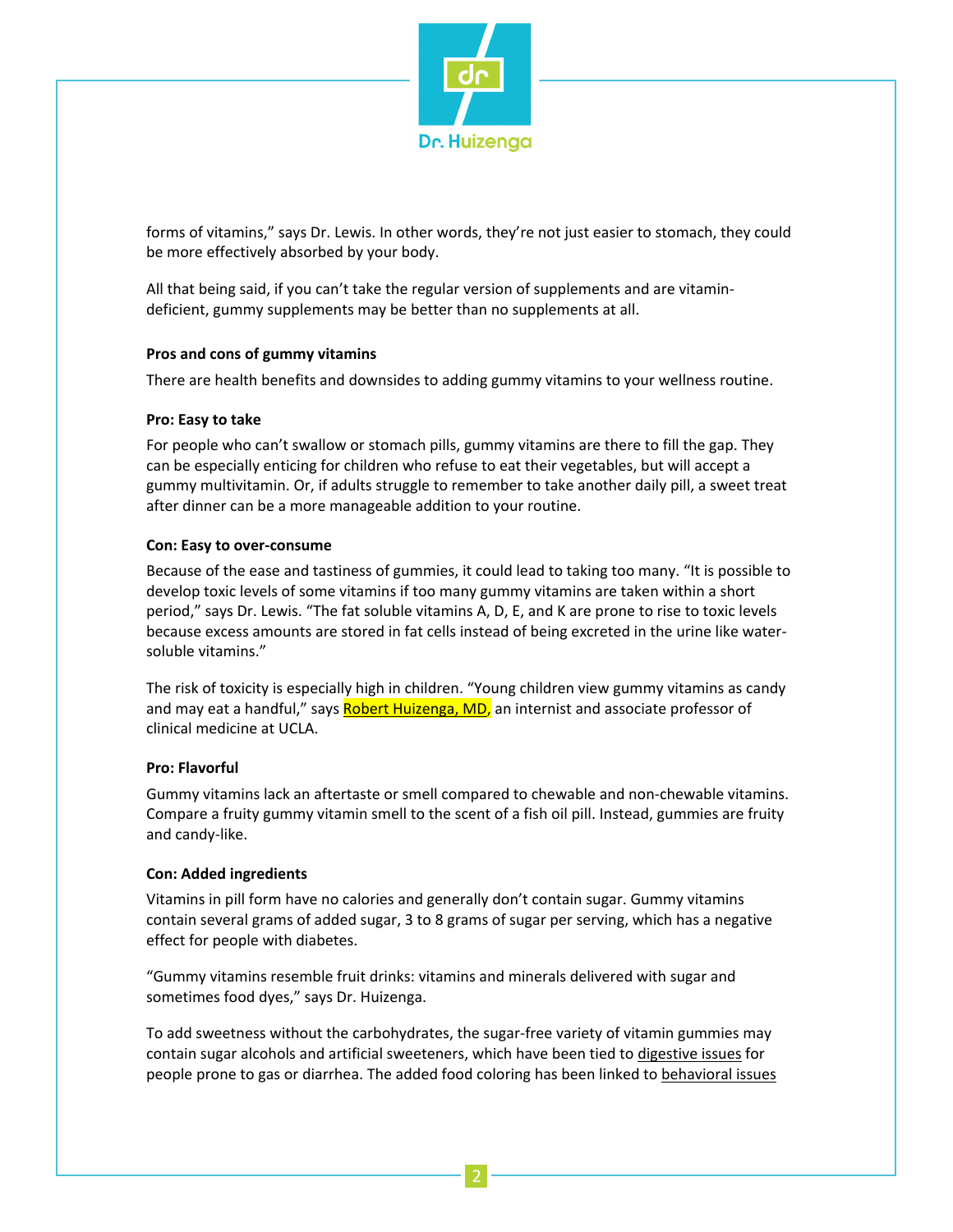forms of vitamins," says Dr. Lewis. In other words, they're not just easier to stomach, they could be more effectively absorbed by your body.

All that being said, if you can't take the regular version of supplements and are vitamin-deficient, gummy supplements may be better than no supplements at all.

**Pros and cons of gummy vitamins**

There are health benefits and downsides to adding gummy vitamins to your wellness routine.

**Pro: Easy to take**

For people who can't swallow or stomach pills, gummy vitamins are there to fill the gap. They can be especially enticing for children who refuse to eat their vegetables, but will accept a gummy multivitamin. Or, if adults struggle to remember to take another daily pill, a sweet treat after dinner can be a more manageable addition to your routine.

**Con: Easy to over-consume**

Because of the ease and tastiness of gummies, it could lead to taking too many. "It is possible to develop toxic levels of some vitamins if too many gummy vitamins are taken within a short period," says Dr. Lewis. "The fat soluble vitamins A, D, E, and K are prone to rise to toxic levels because excess amounts are stored in fat cells instead of being excreted in the urine like water-soluble vitamins."

The risk of toxicity is especially high in children. "Young children view gummy vitamins as candy and may eat a handful," says Robert Huizenga, MD, an internist and associate professor of clinical medicine at UCLA.

**Pro: Flavorful**

Gummy vitamins lack an aftertaste or smell compared to chewable and non-chewable vitamins. Compare a fruity gummy vitamin smell to the scent of a fish oil pill. Instead, gummies are fruity and candy-like.

**Con: Added ingredients**

Vitamins in pill form have no calories and generally don't contain sugar. Gummy vitamins contain several grams of added sugar, 3 to 8 grams of sugar per serving, which has a negative effect for people with diabetes.

"Gummy vitamins resemble fruit drinks: vitamins and minerals delivered with sugar and sometimes food dyes," says Dr. Huizenga.

To add sweetness without the carbohydrates, the sugar-free variety of vitamin gummies may contain sugar alcohols and artificial sweeteners, which have been tied to digestive issues for people prone to gas or diarrhea. The added food coloring has been linked to behavioral issues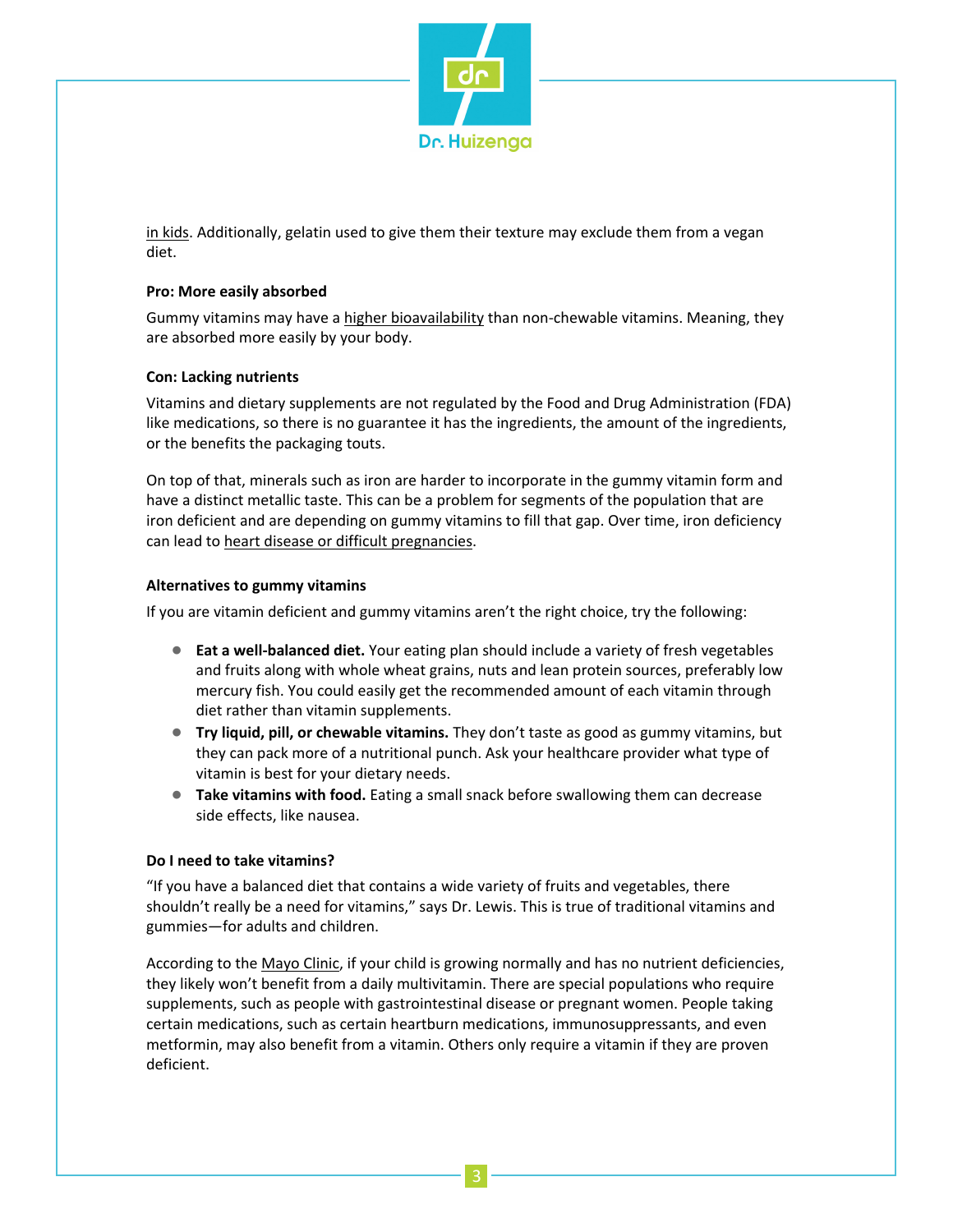in kids. Additionally, gelatin used to give them their texture may exclude them from a vegan diet.

**Pro: More easily absorbed**

Gummy vitamins may have a higher bioavailability than non-chewable vitamins. Meaning, they are absorbed more easily by your body.

**Con: Lacking nutrients**

Vitamins and dietary supplements are not regulated by the Food and Drug Administration (FDA) like medications, so there is no guarantee it has the ingredients, the amount of the ingredients, or the benefits the packaging touts.

On top of that, minerals such as iron are harder to incorporate in the gummy vitamin form and have a distinct metallic taste. This can be a problem for segments of the population that are iron deficient and are depending on gummy vitamins to fill that gap. Over time, iron deficiency can lead to heart disease or difficult pregnancies.

**Alternatives to gummy vitamins**

If you are vitamin deficient and gummy vitamins aren't the right choice, try the following:

- **Eat a well-balanced diet.** Your eating plan should include a variety of fresh vegetables and fruits along with whole wheat grains, nuts and lean protein sources, preferably low mercury fish. You could easily get the recommended amount of each vitamin through diet rather than vitamin supplements.
- **Try liquid, pill, or chewable vitamins.** They don't taste as good as gummy vitamins, but they can pack more of a nutritional punch. Ask your healthcare provider what type of vitamin is best for your dietary needs.
- **Take vitamins with food.** Eating a small snack before swallowing them can decrease side effects, like nausea.

**Do I need to take vitamins?**

"If you have a balanced diet that contains a wide variety of fruits and vegetables, there shouldn't really be a need for vitamins," says Dr. Lewis. This is true of traditional vitamins and gummies—for adults and children.

According to the Mayo Clinic, if your child is growing normally and has no nutrient deficiencies, they likely won't benefit from a daily multivitamin. There are special populations who require supplements, such as people with gastrointestinal disease or pregnant women. People taking certain medications, such as certain heartburn medications, immunosuppressants, and even metformin, may also benefit from a vitamin. Others only require a vitamin if they are proven deficient.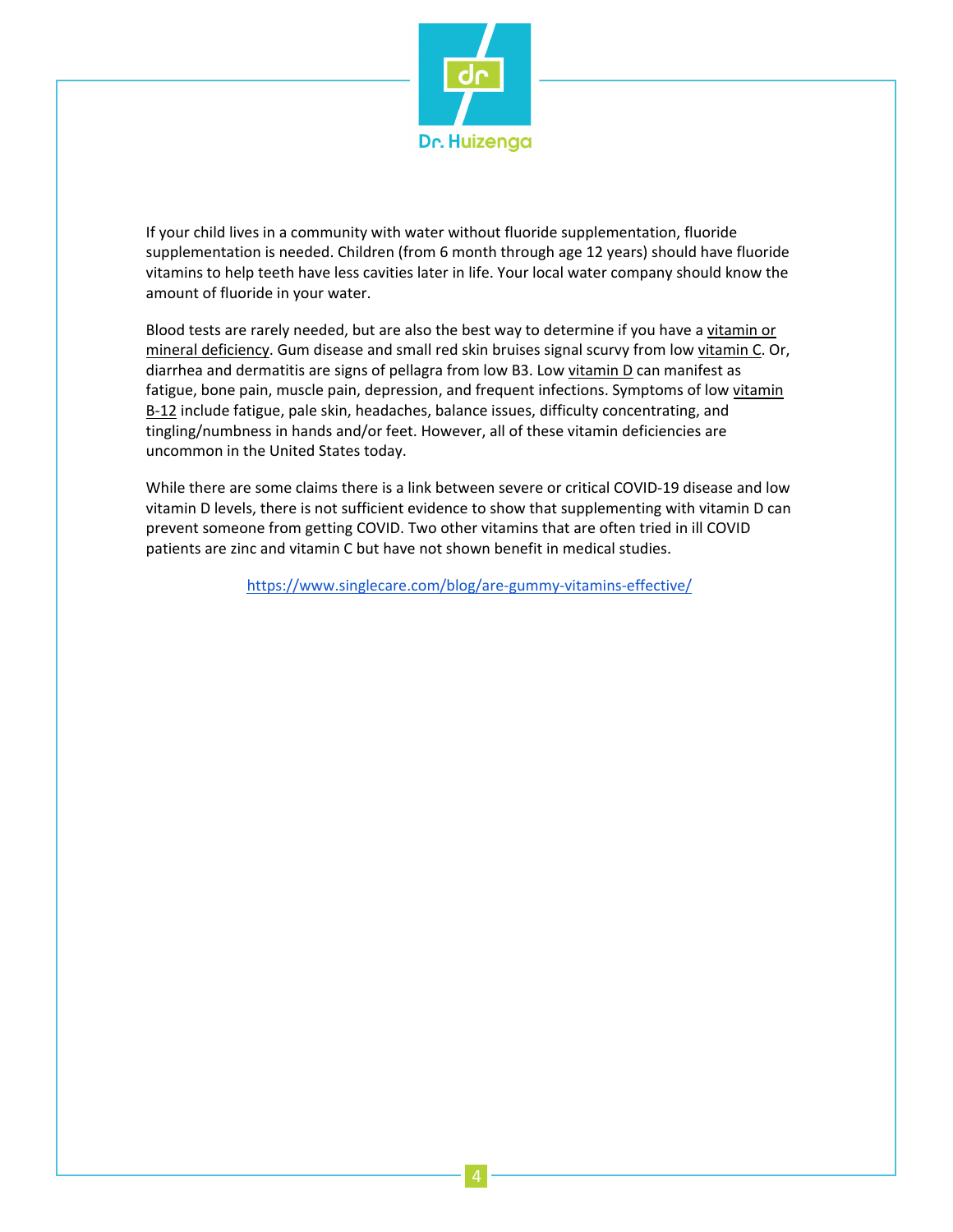If your child lives in a community with water without fluoride supplementation, fluoride supplementation is needed. Children (from 6 month through age 12 years) should have fluoride vitamins to help teeth have less cavities later in life. Your local water company should know the amount of fluoride in your water.

Blood tests are rarely needed, but are also the best way to determine if you have a vitamin or mineral deficiency. Gum disease and small red skin bruises signal scurvy from low vitamin C. Or, diarrhea and dermatitis are signs of pellagra from low B3. Low vitamin D can manifest as fatigue, bone pain, muscle pain, depression, and frequent infections. Symptoms of low vitamin B-12 include fatigue, pale skin, headaches, balance issues, difficulty concentrating, and tingling/numbness in hands and/or feet. However, all of these vitamin deficiencies are uncommon in the United States today.

While there are some claims there is a link between severe or critical COVID-19 disease and low vitamin D levels, there is not sufficient evidence to show that supplementing with vitamin D can prevent someone from getting COVID. Two other vitamins that are often tried in ill COVID patients are zinc and vitamin C but have not shown benefit in medical studies.

https://www.singlecare.com/blog/are-gummy-vitamins-effective/